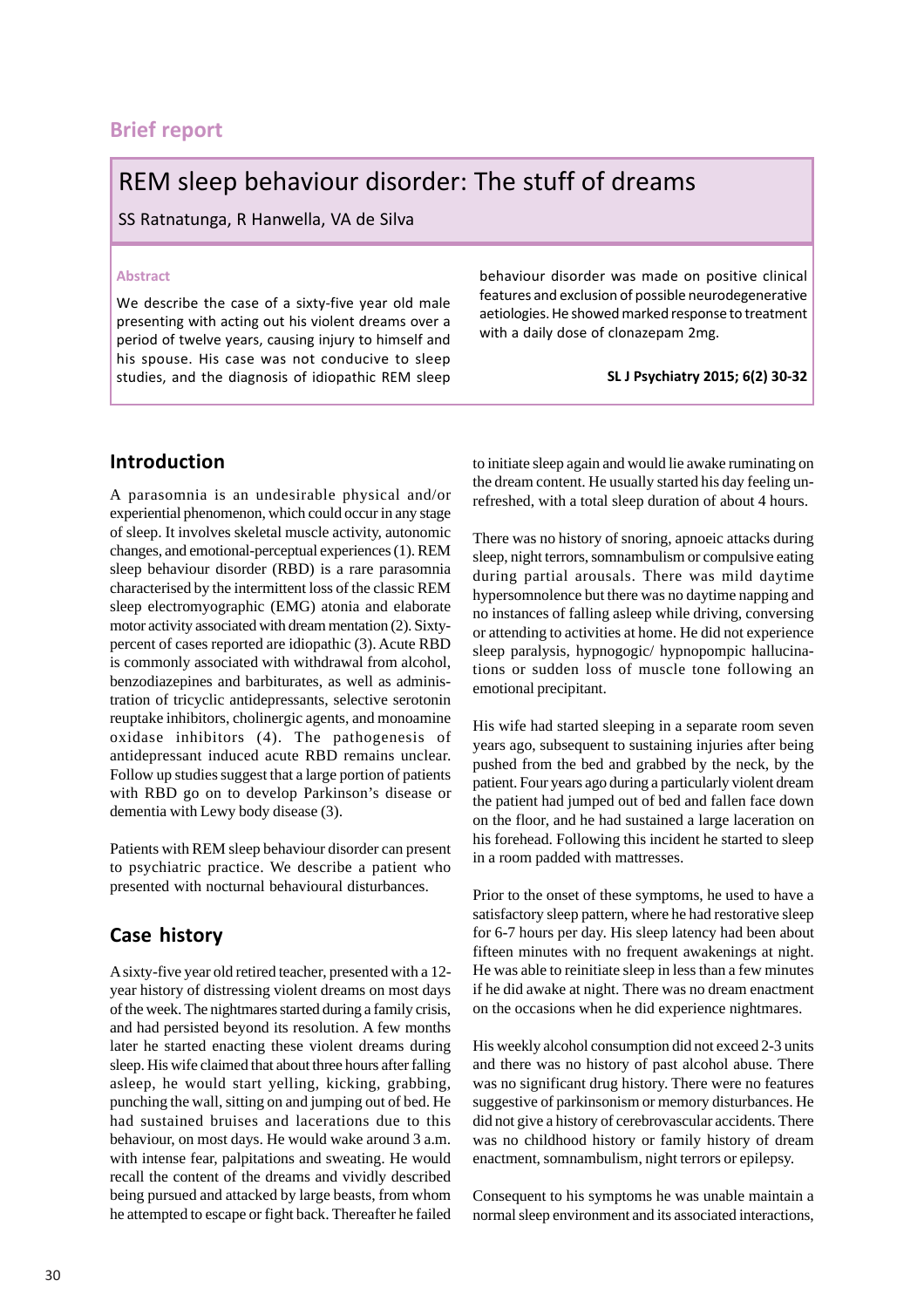Brief report

# REM sleep behaviour disorder: The stuff of dreams

SS Ratnatunga, R Hanwella, VA de Silva

### Abstract

We describe the case of a sixty-five year old male presenting with acting out his violent dreams over a period of twelve years, causing injury to himself and his spouse. His case was not conducive to sleep studies, and the diagnosis of idiopathic REM sleep behaviour disorder was made on positive clinical features and exclusion of possible neurodegenerative aetiologies. He showed marked response to treatment with a daily dose of clonazepam 2mg.

**SL J Psychiatry 2015; 6(2) 30-32**

## Introduction

A parasomnia is an undesirable physical and/or experiential phenomenon, which could occur in any stage of sleep. It involves skeletal muscle activity, autonomic changes, and emotional-perceptual experiences (1). REM sleep behaviour disorder (RBD) is a rare parasomnia characterised by the intermittent loss of the classic REM sleep electromyographic (EMG) atonia and elaborate motor activity associated with dream mentation (2). Sixty-percent of cases reported are idiopathic (3). Acute RBD is commonly associated with withdrawal from alcohol, benzodiazepines and barbiturates, as well as administration of tricyclic antidepressants, selective serotonin reuptake inhibitors, cholinergic agents, and monoamine oxidase inhibitors (4). The pathogenesis of antidepressant induced acute RBD remains unclear. Follow up studies suggest that a large portion of patients with RBD go on to develop Parkinson's disease or dementia with Lewy body disease (3).

Patients with REM sleep behaviour disorder can present to psychiatric practice. We describe a patient who presented with nocturnal behavioural disturbances.

## Case history

A sixty-five year old retired teacher, presented with a 12-year history of distressing violent dreams on most days of the week. The nightmares started during a family crisis, and had persisted beyond its resolution. A few months later he started enacting these violent dreams during sleep. His wife claimed that about three hours after falling asleep, he would start yelling, kicking, grabbing, punching the wall, sitting on and jumping out of bed. He had sustained bruises and lacerations due to this behaviour, on most days. He would wake around 3 a.m. with intense fear, palpitations and sweating. He would recall the content of the dreams and vividly described being pursued and attacked by large beasts, from whom he attempted to escape or fight back. Thereafter he failed to initiate sleep again and would lie awake ruminating on the dream content. He usually started his day feeling un-refreshed, with a total sleep duration of about 4 hours.

There was no history of snoring, apnoeic attacks during sleep, night terrors, somnambulism or compulsive eating during partial arousals. There was mild daytime hypersomnolence but there was no daytime napping and no instances of falling asleep while driving, conversing or attending to activities at home. He did not experience sleep paralysis, hypnogogic/ hypnopompic hallucinations or sudden loss of muscle tone following an emotional precipitant.

His wife had started sleeping in a separate room seven years ago, subsequent to sustaining injuries after being pushed from the bed and grabbed by the neck, by the patient. Four years ago during a particularly violent dream the patient had jumped out of bed and fallen face down on the floor, and he had sustained a large laceration on his forehead. Following this incident he started to sleep in a room padded with mattresses.

Prior to the onset of these symptoms, he used to have a satisfactory sleep pattern, where he had restorative sleep for 6-7 hours per day. His sleep latency had been about fifteen minutes with no frequent awakenings at night. He was able to reinitiate sleep in less than a few minutes if he did awake at night. There was no dream enactment on the occasions when he did experience nightmares.

His weekly alcohol consumption did not exceed 2-3 units and there was no history of past alcohol abuse. There was no significant drug history. There were no features suggestive of parkinsonism or memory disturbances. He did not give a history of cerebrovascular accidents. There was no childhood history or family history of dream enactment, somnambulism, night terrors or epilepsy.

Consequent to his symptoms he was unable maintain a normal sleep environment and its associated interactions,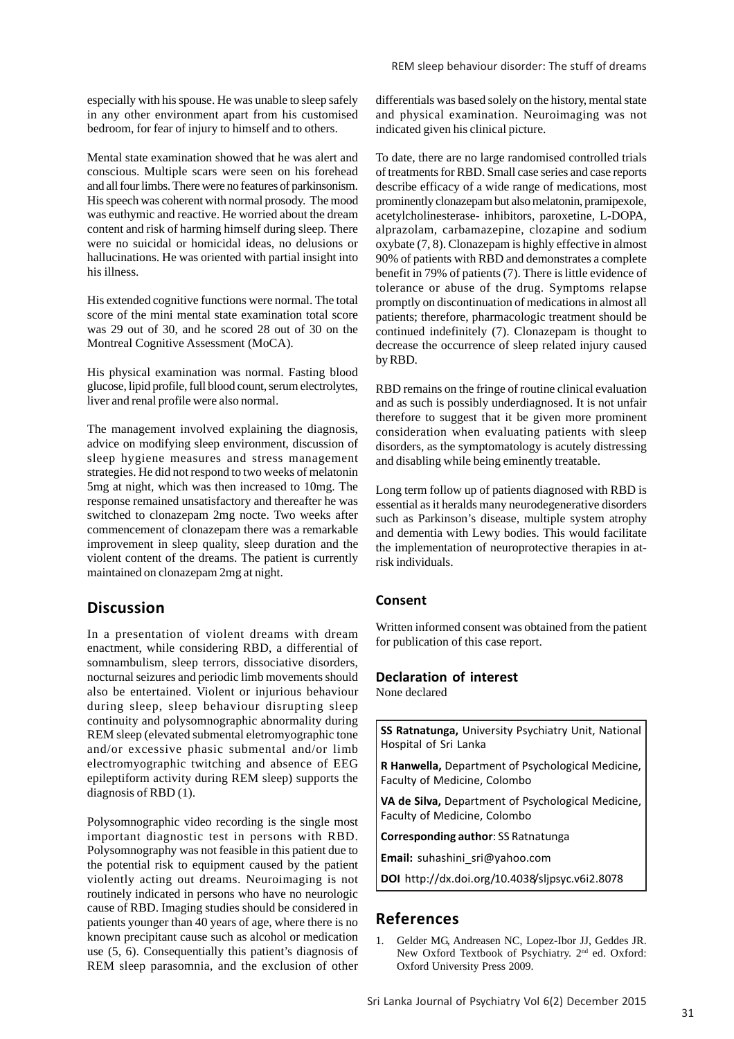especially with his spouse. He was unable to sleep safely in any other environment apart from his customised bedroom, for fear of injury to himself and to others.

Mental state examination showed that he was alert and conscious. Multiple scars were seen on his forehead and all four limbs. There were no features of parkinsonism. His speech was coherent with normal prosody. The mood was euthymic and reactive. He worried about the dream content and risk of harming himself during sleep. There were no suicidal or homicidal ideas, no delusions or hallucinations. He was oriented with partial insight into his illness.

His extended cognitive functions were normal. The total score of the mini mental state examination total score was 29 out of 30, and he scored 28 out of 30 on the Montreal Cognitive Assessment (MoCA).

His physical examination was normal. Fasting blood glucose, lipid profile, full blood count, serum electrolytes, liver and renal profile were also normal.

The management involved explaining the diagnosis, advice on modifying sleep environment, discussion of sleep hygiene measures and stress management strategies. He did not respond to two weeks of melatonin 5mg at night, which was then increased to 10mg. The response remained unsatisfactory and thereafter he was switched to clonazepam 2mg nocte. Two weeks after commencement of clonazepam there was a remarkable improvement in sleep quality, sleep duration and the violent content of the dreams. The patient is currently maintained on clonazepam 2mg at night.

## Discussion

In a presentation of violent dreams with dream enactment, while considering RBD, a differential of somnambulism, sleep terrors, dissociative disorders, nocturnal seizures and periodic limb movements should also be entertained. Violent or injurious behaviour during sleep, sleep behaviour disrupting sleep continuity and polysomnographic abnormality during REM sleep (elevated submental eletromyographic tone and/or excessive phasic submental and/or limb electromyographic twitching and absence of EEG epileptiform activity during REM sleep) supports the diagnosis of RBD (1).

Polysomnographic video recording is the single most important diagnostic test in persons with RBD. Polysomnography was not feasible in this patient due to the potential risk to equipment caused by the patient violently acting out dreams. Neuroimaging is not routinely indicated in persons who have no neurologic cause of RBD. Imaging studies should be considered in patients younger than 40 years of age, where there is no known precipitant cause such as alcohol or medication use (5, 6). Consequentially this patient's diagnosis of REM sleep parasomnia, and the exclusion of other differentials was based solely on the history, mental state and physical examination. Neuroimaging was not indicated given his clinical picture.

To date, there are no large randomised controlled trials of treatments for RBD. Small case series and case reports describe efficacy of a wide range of medications, most prominently clonazepam but also melatonin, pramipexole, acetylcholinesterase- inhibitors, paroxetine, L-DOPA, alprazolam, carbamazepine, clozapine and sodium oxybate (7, 8). Clonazepam is highly effective in almost 90% of patients with RBD and demonstrates a complete benefit in 79% of patients (7). There is little evidence of tolerance or abuse of the drug. Symptoms relapse promptly on discontinuation of medications in almost all patients; therefore, pharmacologic treatment should be continued indefinitely (7). Clonazepam is thought to decrease the occurrence of sleep related injury caused by RBD.

RBD remains on the fringe of routine clinical evaluation and as such is possibly underdiagnosed. It is not unfair therefore to suggest that it be given more prominent consideration when evaluating patients with sleep disorders, as the symptomatology is acutely distressing and disabling while being eminently treatable.

Long term follow up of patients diagnosed with RBD is essential as it heralds many neurodegenerative disorders such as Parkinson's disease, multiple system atrophy and dementia with Lewy bodies. This would facilitate the implementation of neuroprotective therapies in at-risk individuals.

### Consent

Written informed consent was obtained from the patient for publication of this case report.

### Declaration of interest

None declared

**SS Ratnatunga,** University Psychiatry Unit, National Hospital of Sri Lanka

**R Hanwella,** Department of Psychological Medicine, Faculty of Medicine, Colombo

**VA de Silva,** Department of Psychological Medicine, Faculty of Medicine, Colombo

**Corresponding author**: SS Ratnatunga

**Email:** suhashini_sri@yahoo.com

**DOI** http://dx.doi.org/10.4038/sljpsyc.v6i2.8078

## References

1. Gelder MG, Andreasen NC, Lopez-Ibor JJ, Geddes JR. New Oxford Textbook of Psychiatry. 2nd ed. Oxford: Oxford University Press 2009.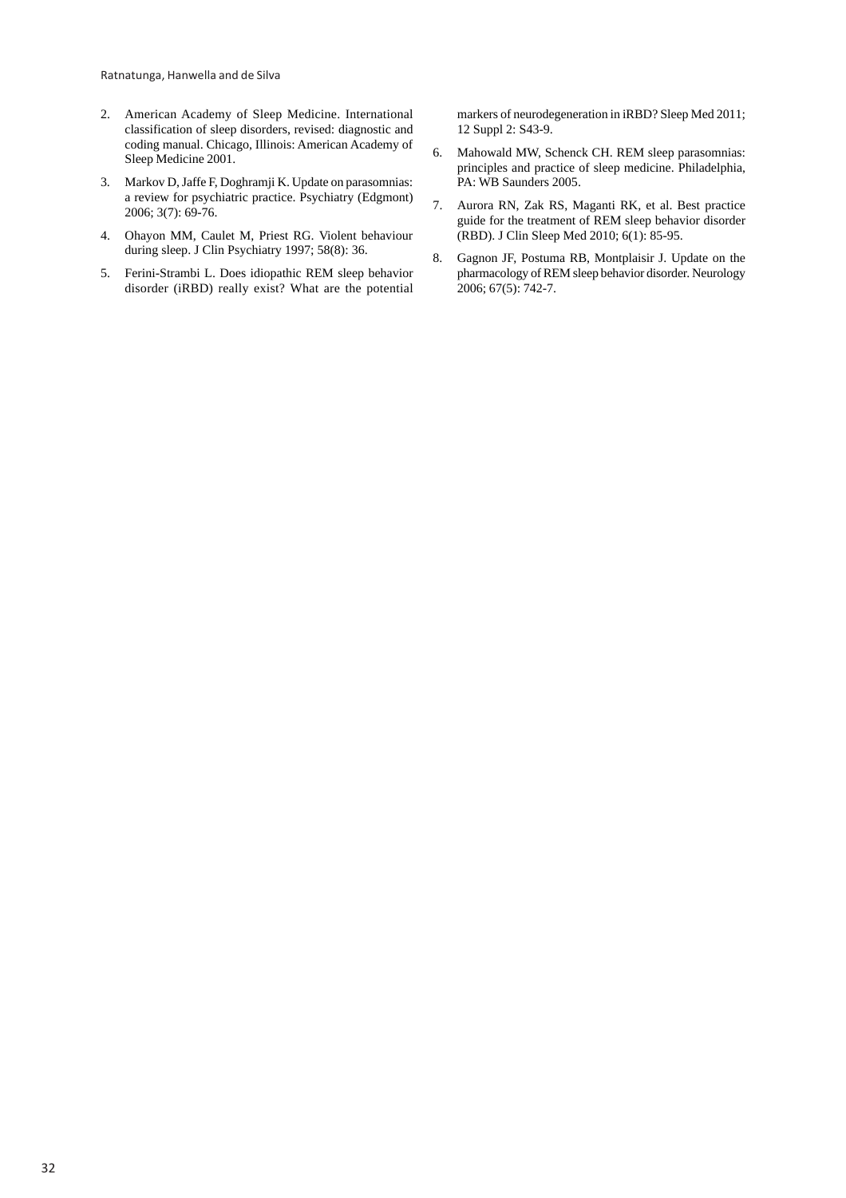2. American Academy of Sleep Medicine. International classification of sleep disorders, revised: diagnostic and coding manual. Chicago, Illinois: American Academy of Sleep Medicine 2001.
3. Markov D, Jaffe F, Doghramji K. Update on parasomnias: a review for psychiatric practice. Psychiatry (Edgmont) 2006; 3(7): 69-76.
4. Ohayon MM, Caulet M, Priest RG. Violent behaviour during sleep. J Clin Psychiatry 1997; 58(8): 36.
5. Ferini-Strambi L. Does idiopathic REM sleep behavior disorder (iRBD) really exist? What are the potential markers of neurodegeneration in iRBD? Sleep Med 2011; 12 Suppl 2: S43-9.
6. Mahowald MW, Schenck CH. REM sleep parasomnias: principles and practice of sleep medicine. Philadelphia, PA: WB Saunders 2005.
7. Aurora RN, Zak RS, Maganti RK, et al. Best practice guide for the treatment of REM sleep behavior disorder (RBD). J Clin Sleep Med 2010; 6(1): 85-95.
8. Gagnon JF, Postuma RB, Montplaisir J. Update on the pharmacology of REM sleep behavior disorder. Neurology 2006; 67(5): 742-7.